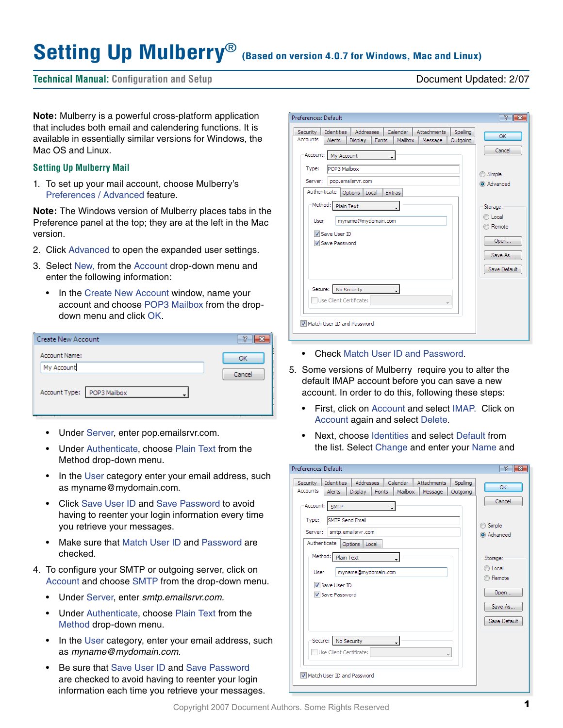# Setting Up Mulberry® (Based on version 4.0.7 for Windows, Mac and Linux)

**Technical Manual:** Configuration and Setup — Document Updated: 2/07

**Note:** Mulberry is a powerful cross-platform application that includes both email and calendering functions. It is available in essentially similar versions for Windows, the Mac OS and Linux.

## Setting Up Mulberry Mail

1. To set up your mail account, choose Mulberry's Preferences / Advanced feature.

**Note:** The Windows version of Mulberry places tabs in the Preference panel at the top; they are at the left in the Mac version.

2. Click Advanced to open the expanded user settings.
3. Select New, from the Account drop-down menu and enter the following information:
   - In the Create New Account window, name your account and choose POP3 Mailbox from the drop-down menu and click OK.
   - Under Server, enter pop.emailsrvr.com.
   - Under Authenticate, choose Plain Text from the Method drop-down menu.
   - In the User category enter your email address, such as myname@mydomain.com.
   - Click Save User ID and Save Password to avoid having to reenter your login information every time you retrieve your messages.
   - Make sure that Match User ID and Password are checked.
4. To configure your SMTP or outgoing server, click on Account and choose SMTP from the drop-down menu.
   - Under Server, enter *smtp.emailsrvr.com*.
   - Under Authenticate, choose Plain Text from the Method drop-down menu.
   - In the User category, enter your email address, such as *myname@mydomain.com*.
   - Be sure that Save User ID and Save Password are checked to avoid having to reenter your login information each time you retrieve your messages.
   - Check Match User ID and Password.
5. Some versions of Mulberry require you to alter the default IMAP account before you can save a new account. In order to do this, following these steps:
   - First, click on Account and select IMAP. Click on Account again and select Delete.
   - Next, choose Identities and select Default from the list. Select Change and enter your Name and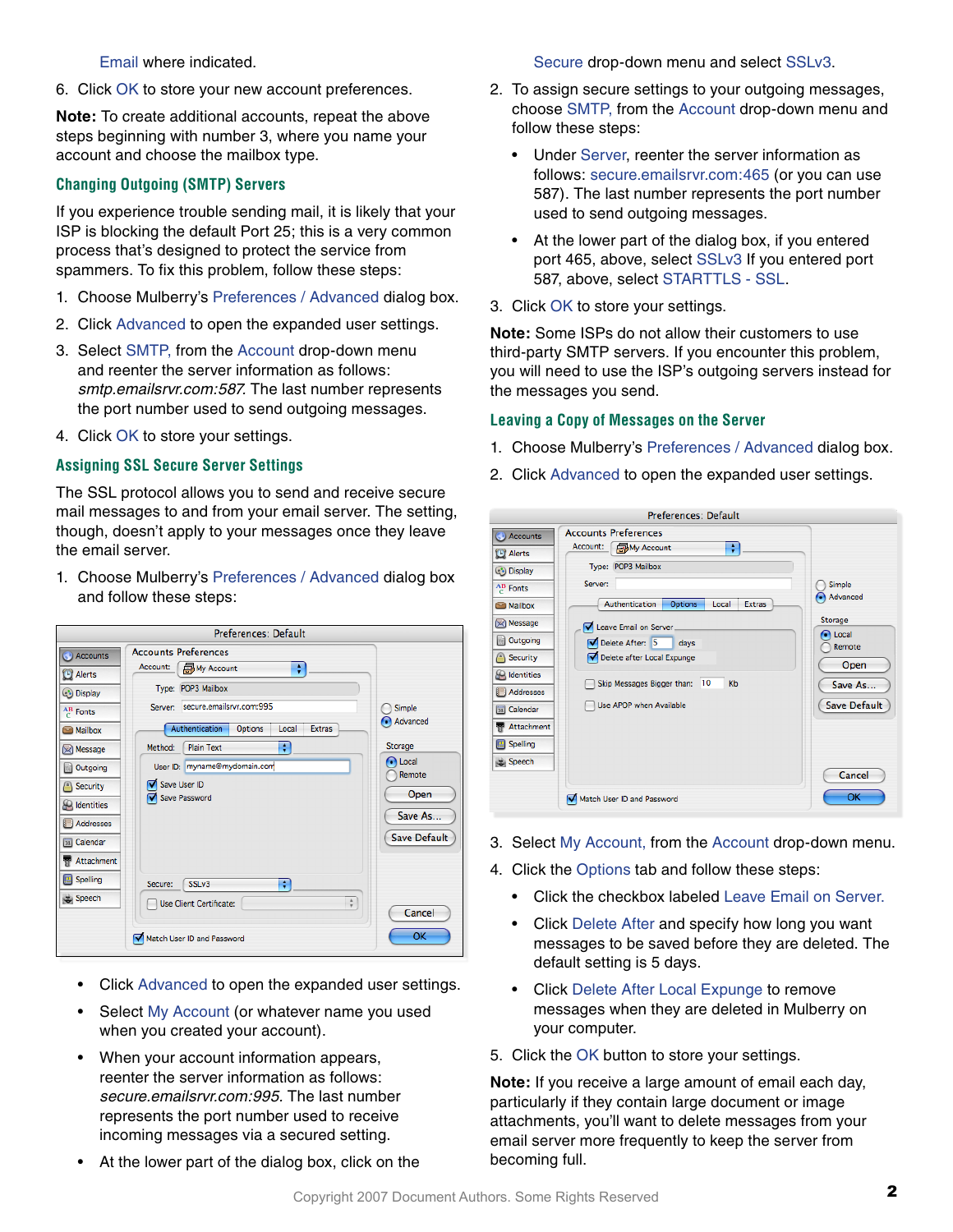Email where indicated.

6. Click OK to store your new account preferences.

**Note:** To create additional accounts, repeat the above steps beginning with number 3, where you name your account and choose the mailbox type.

### Changing Outgoing (SMTP) Servers

If you experience trouble sending mail, it is likely that your ISP is blocking the default Port 25; this is a very common process that's designed to protect the service from spammers. To fix this problem, follow these steps:

1. Choose Mulberry's Preferences / Advanced dialog box.
2. Click Advanced to open the expanded user settings.
3. Select SMTP, from the Account drop-down menu and reenter the server information as follows: *smtp.emailsrvr.com:587.* The last number represents the port number used to send outgoing messages.
4. Click OK to store your settings.

### Assigning SSL Secure Server Settings

The SSL protocol allows you to send and receive secure mail messages to and from your email server. The setting, though, doesn't apply to your messages once they leave the email server.

1. Choose Mulberry's Preferences / Advanced dialog box and follow these steps:

- Click Advanced to open the expanded user settings.
- Select My Account (or whatever name you used when you created your account).
- When your account information appears, reenter the server information as follows: *secure.emailsrvr.com:995.* The last number represents the port number used to receive incoming messages via a secured setting.
- At the lower part of the dialog box, click on the Secure drop-down menu and select SSLv3.

2. To assign secure settings to your outgoing messages, choose SMTP, from the Account drop-down menu and follow these steps:
   - Under Server, reenter the server information as follows: secure.emailsrvr.com:465 (or you can use 587). The last number represents the port number used to send outgoing messages.
   - At the lower part of the dialog box, if you entered port 465, above, select SSLv3 If you entered port 587, above, select STARTTLS - SSL.
3. Click OK to store your settings.

**Note:** Some ISPs do not allow their customers to use third-party SMTP servers. If you encounter this problem, you will need to use the ISP's outgoing servers instead for the messages you send.

### Leaving a Copy of Messages on the Server

1. Choose Mulberry's Preferences / Advanced dialog box.
2. Click Advanced to open the expanded user settings.
3. Select My Account, from the Account drop-down menu.
4. Click the Options tab and follow these steps:
   - Click the checkbox labeled Leave Email on Server.
   - Click Delete After and specify how long you want messages to be saved before they are deleted. The default setting is 5 days.
   - Click Delete After Local Expunge to remove messages when they are deleted in Mulberry on your computer.
5. Click the OK button to store your settings.

**Note:** If you receive a large amount of email each day, particularly if they contain large document or image attachments, you'll want to delete messages from your email server more frequently to keep the server from becoming full.

Copyright 2007 Document Authors. Some Rights Reserved